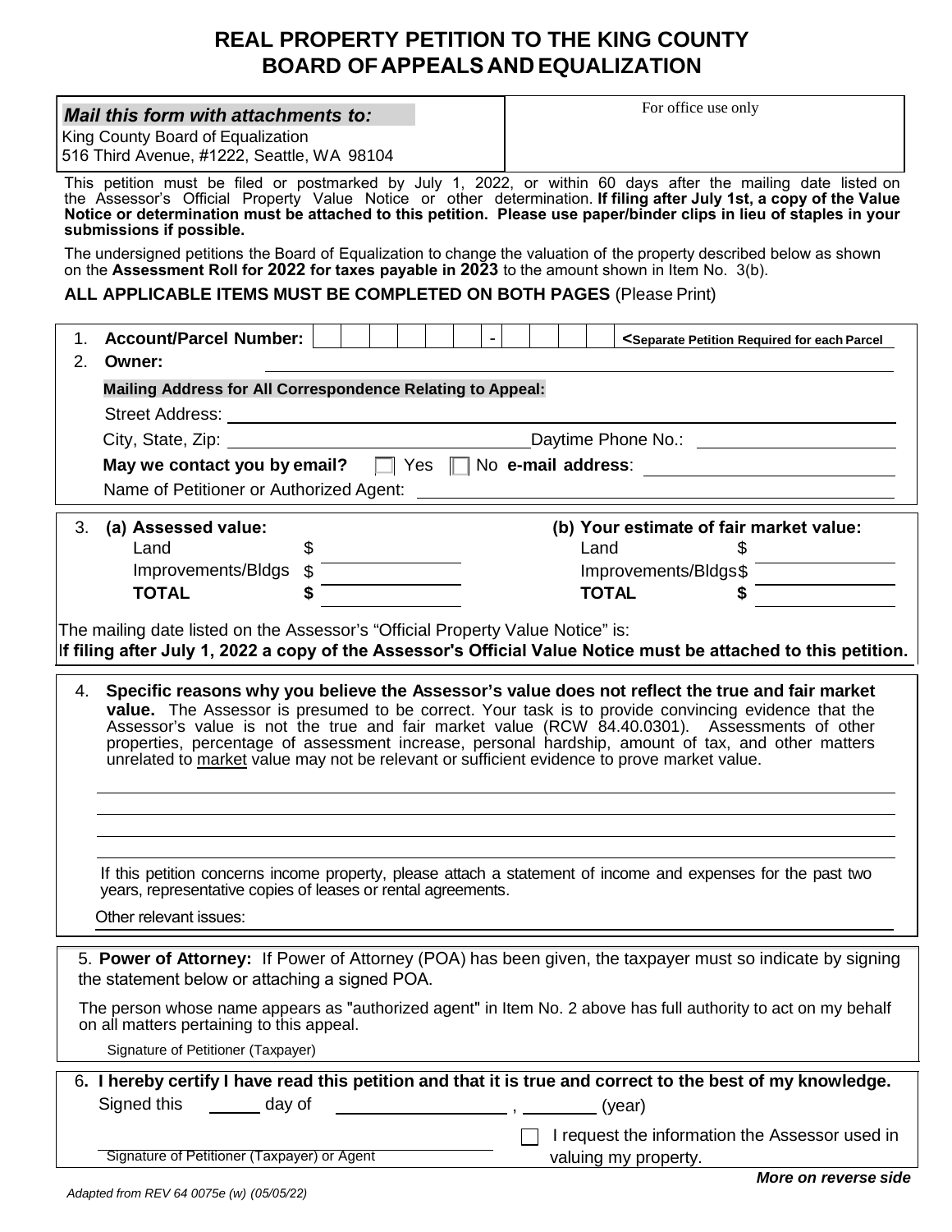# REAL PROPERTY PETITION TO THE KING COUNTY BOARD OF APPEALS AND EQUALIZATION

| ***Mail this form with attachments to:***<br>King County Board of Equalization<br>516 Third Avenue, #1222, Seattle, WA 98104 | For office use only |
|---|---|

This petition must be filed or postmarked by July 1, 2022, or within 60 days after the mailing date listed on the Assessor's Official Property Value Notice or other determination. **If filing after July 1st, a copy of the Value Notice or determination must be attached to this petition. Please use paper/binder clips in lieu of staples in your submissions if possible.**

The undersigned petitions the Board of Equalization to change the valuation of the property described below as shown on the **Assessment Roll for 2022 for taxes payable in 2023** to the amount shown in Item No. 3(b).

**ALL APPLICABLE ITEMS MUST BE COMPLETED ON BOTH PAGES** (Please Print)

1. **Account/Parcel Number:** ______ - ____ **<Separate Petition Required for each Parcel**
2. **Owner:** ____________________

   **Mailing Address for All Correspondence Relating to Appeal:**

   Street Address: ____________________

   City, State, Zip: ____________________ Daytime Phone No.: ____________________

   **May we contact you by email?** ☐ Yes ☐ No **e-mail address**: ____________________

   Name of Petitioner or Authorized Agent: ____________________

3. 

| **(a) Assessed value:** | | **(b) Your estimate of fair market value:** | |
|---|---|---|---|
| Land | $ | Land | $ |
| Improvements/Bldgs | $ | Improvements/Bldgs | $ |
| **TOTAL** | **$** | **TOTAL** | **$** |

The mailing date listed on the Assessor's "Official Property Value Notice" is:

**If filing after July 1, 2022 a copy of the Assessor's Official Value Notice must be attached to this petition.**

4. **Specific reasons why you believe the Assessor's value does not reflect the true and fair market value.** The Assessor is presumed to be correct. Your task is to provide convincing evidence that the Assessor's value is not the true and fair market value (RCW 84.40.0301). Assessments of other properties, percentage of assessment increase, personal hardship, amount of tax, and other matters unrelated to market value may not be relevant or sufficient evidence to prove market value.

   ____________________

   ____________________

   ____________________

   ____________________

   If this petition concerns income property, please attach a statement of income and expenses for the past two years, representative copies of leases or rental agreements.

   Other relevant issues: ____________________

5. **Power of Attorney:** If Power of Attorney (POA) has been given, the taxpayer must so indicate by signing the statement below or attaching a signed POA.

   The person whose name appears as "authorized agent" in Item No. 2 above has full authority to act on my behalf on all matters pertaining to this appeal.

   Signature of Petitioner (Taxpayer)

6. **I hereby certify I have read this petition and that it is true and correct to the best of my knowledge.**

   Signed this ______ day of ____________________ , ________ (year)

   ____________________
   Signature of Petitioner (Taxpayer) or Agent

   ☐ I request the information the Assessor used in valuing my property.

***More on reverse side***

*Adapted from REV 64 0075e (w) (05/05/22)*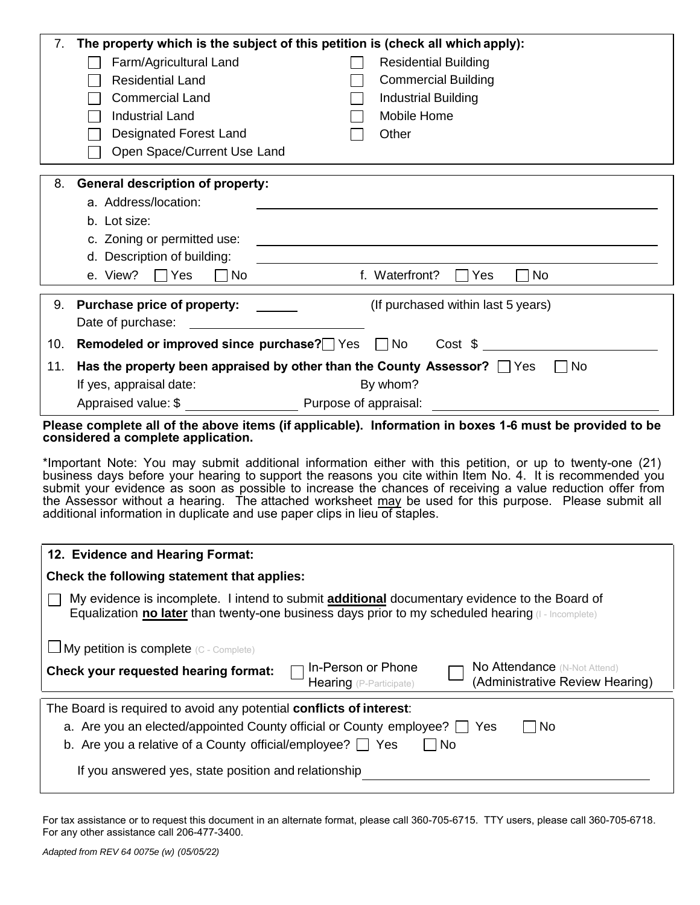7. **The property which is the subject of this petition is (check all which apply):**

- ☐ Farm/Agricultural Land
- ☐ Residential Land
- ☐ Commercial Land
- ☐ Industrial Land
- ☐ Designated Forest Land
- ☐ Open Space/Current Use Land
- ☐ Residential Building
- ☐ Commercial Building
- ☐ Industrial Building
- ☐ Mobile Home
- ☐ Other

8. **General description of property:**

   a. Address/location: ______________________

   b. Lot size:

   c. Zoning or permitted use: ______________________

   d. Description of building: ______________________

   e. View? ☐ Yes ☐ No    f. Waterfront? ☐ Yes ☐ No

9. **Purchase price of property:** ______ (If purchased within last 5 years)

   Date of purchase: ______________________

10. **Remodeled or improved since purchase?** ☐ Yes ☐ No Cost $ ______________________

11. **Has the property been appraised by other than the County Assessor?** ☐ Yes ☐ No

    If yes, appraisal date: By whom?

    Appraised value: $ ______________ Purpose of appraisal: ______________________

**Please complete all of the above items (if applicable). Information in boxes 1-6 must be provided to be considered a complete application.**

*Important Note: You may submit additional information either with this petition, or up to twenty-one (21) business days before your hearing to support the reasons you cite within Item No. 4. It is recommended you submit your evidence as soon as possible to increase the chances of receiving a value reduction offer from the Assessor without a hearing. The attached worksheet may be used for this purpose. Please submit all additional information in duplicate and use paper clips in lieu of staples.

**12. Evidence and Hearing Format:**

**Check the following statement that applies:**

☐ My evidence is incomplete. I intend to submit **additional** documentary evidence to the Board of Equalization **no later** than twenty-one business days prior to my scheduled hearing (I - Incomplete)

☐ My petition is complete (C - Complete)

**Check your requested hearing format:** ☐ In-Person or Phone Hearing (P-Participate)  ☐ No Attendance (N-Not Attend) (Administrative Review Hearing)

The Board is required to avoid any potential **conflicts of interest**:

a. Are you an elected/appointed County official or County employee? ☐ Yes ☐ No

b. Are you a relative of a County official/employee? ☐ Yes ☐ No

If you answered yes, state position and relationship ______________________

For tax assistance or to request this document in an alternate format, please call 360-705-6715. TTY users, please call 360-705-6718. For any other assistance call 206-477-3400.

*Adapted from REV 64 0075e (w) (05/05/22)*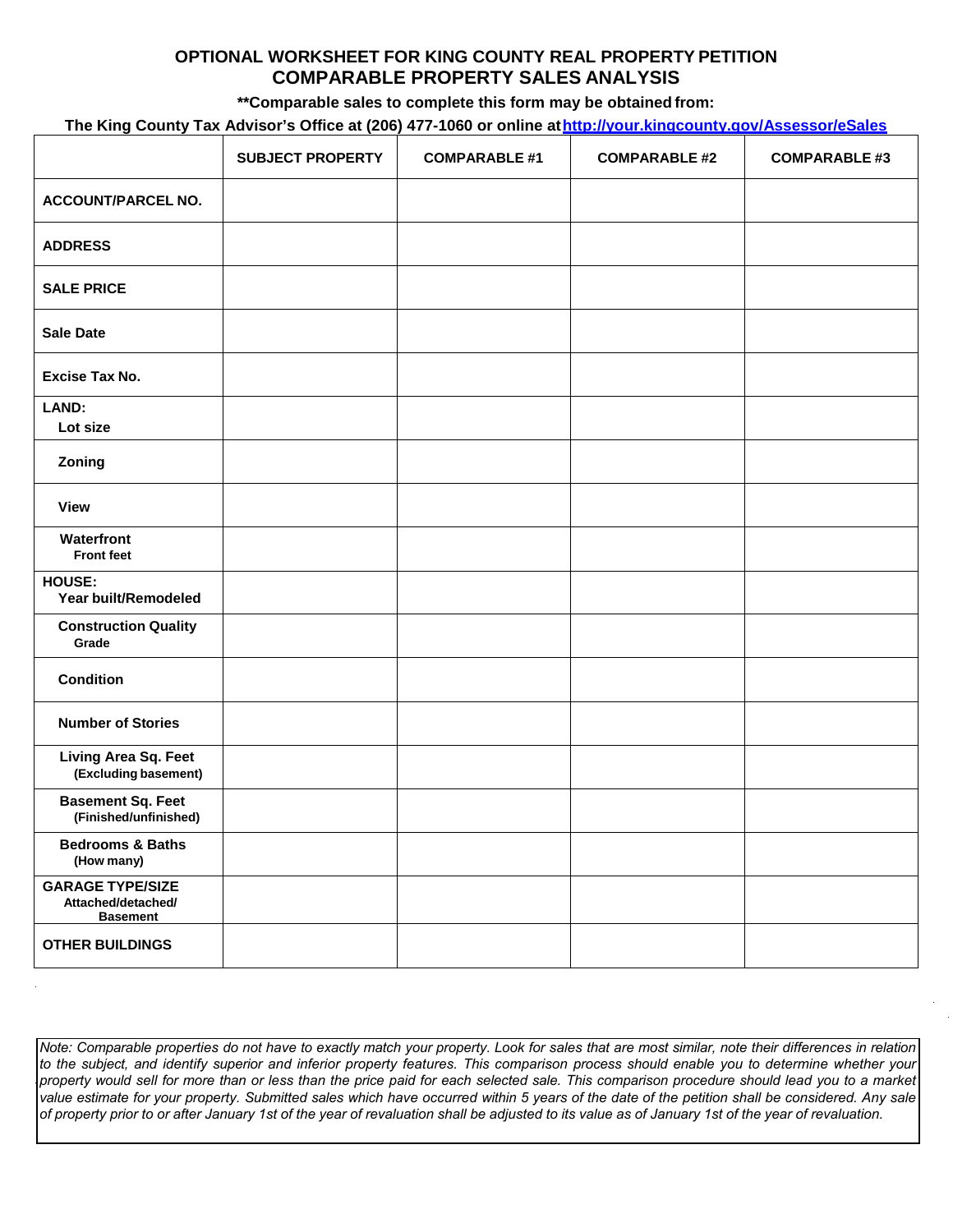# OPTIONAL WORKSHEET FOR KING COUNTY REAL PROPERTY PETITION

## COMPARABLE PROPERTY SALES ANALYSIS

**\*\*Comparable sales to complete this form may be obtained from:**

**The King County Tax Advisor's Office at (206) 477-1060 or online at http://your.kingcounty.gov/Assessor/eSales**

| | SUBJECT PROPERTY | COMPARABLE #1 | COMPARABLE #2 | COMPARABLE #3 |
|---|---|---|---|---|
| **ACCOUNT/PARCEL NO.** | | | | |
| **ADDRESS** | | | | |
| **SALE PRICE** | | | | |
| **Sale Date** | | | | |
| **Excise Tax No.** | | | | |
| **LAND:** Lot size | | | | |
| Zoning | | | | |
| View | | | | |
| Waterfront Front feet | | | | |
| **HOUSE:** Year built/Remodeled | | | | |
| Construction Quality Grade | | | | |
| Condition | | | | |
| Number of Stories | | | | |
| Living Area Sq. Feet (Excluding basement) | | | | |
| Basement Sq. Feet (Finished/unfinished) | | | | |
| Bedrooms & Baths (How many) | | | | |
| **GARAGE TYPE/SIZE** Attached/detached/ Basement | | | | |
| **OTHER BUILDINGS** | | | | |

*Note: Comparable properties do not have to exactly match your property. Look for sales that are most similar, note their differences in relation to the subject, and identify superior and inferior property features. This comparison process should enable you to determine whether your property would sell for more than or less than the price paid for each selected sale. This comparison procedure should lead you to a market value estimate for your property. Submitted sales which have occurred within 5 years of the date of the petition shall be considered. Any sale of property prior to or after January 1st of the year of revaluation shall be adjusted to its value as of January 1st of the year of revaluation.*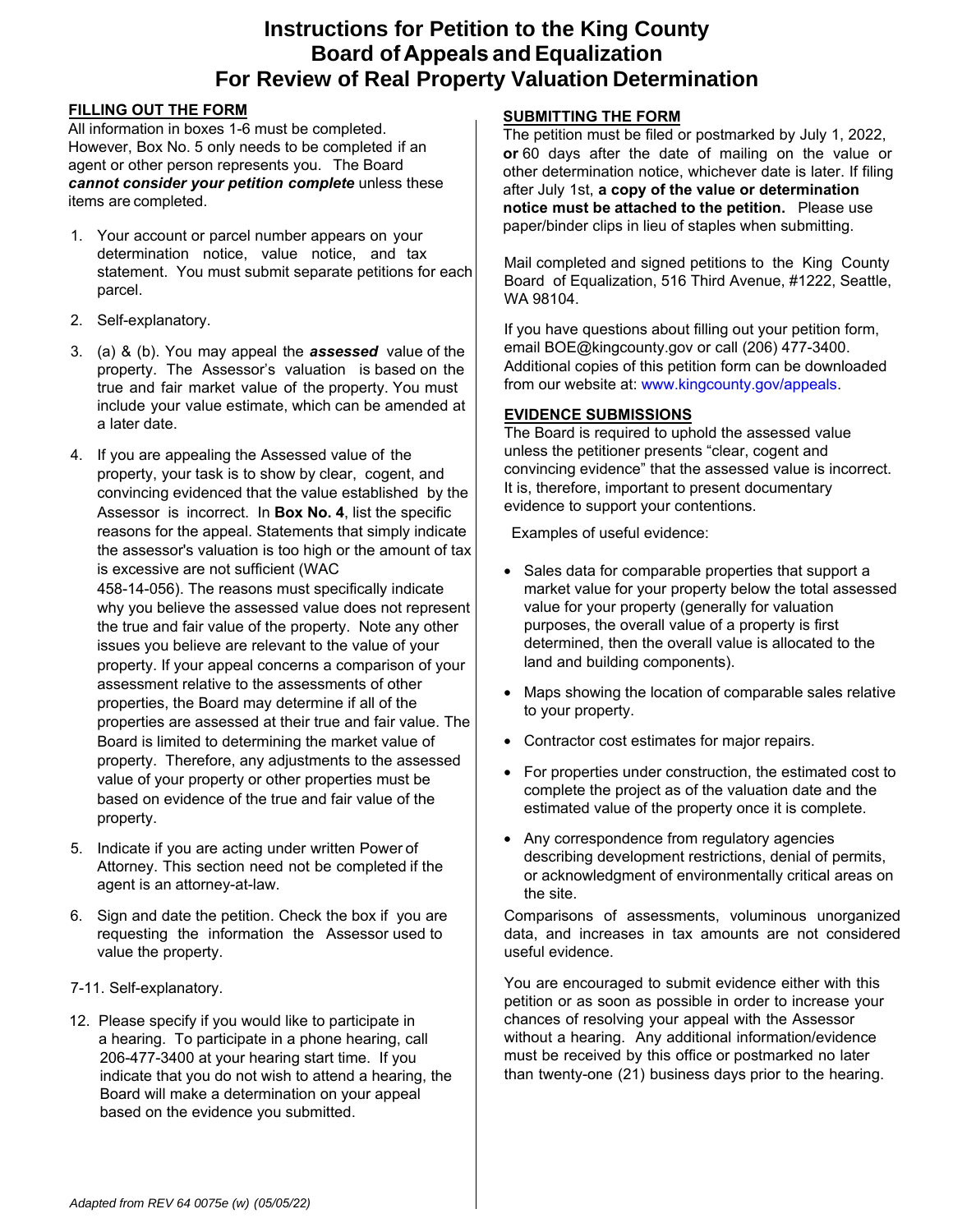# Instructions for Petition to the King County Board of Appeals and Equalization For Review of Real Property Valuation Determination

## FILLING OUT THE FORM

All information in boxes 1-6 must be completed. However, Box No. 5 only needs to be completed if an agent or other person represents you. The Board ***cannot consider your petition complete*** unless these items are completed.

1. Your account or parcel number appears on your determination notice, value notice, and tax statement. You must submit separate petitions for each parcel.
2. Self-explanatory.
3. (a) & (b). You may appeal the ***assessed*** value of the property. The Assessor's valuation is based on the true and fair market value of the property. You must include your value estimate, which can be amended at a later date.
4. If you are appealing the Assessed value of the property, your task is to show by clear, cogent, and convincing evidenced that the value established by the Assessor is incorrect. In **Box No. 4**, list the specific reasons for the appeal. Statements that simply indicate the assessor's valuation is too high or the amount of tax is excessive are not sufficient (WAC 458-14-056). The reasons must specifically indicate why you believe the assessed value does not represent the true and fair value of the property. Note any other issues you believe are relevant to the value of your property. If your appeal concerns a comparison of your assessment relative to the assessments of other properties, the Board may determine if all of the properties are assessed at their true and fair value. The Board is limited to determining the market value of property. Therefore, any adjustments to the assessed value of your property or other properties must be based on evidence of the true and fair value of the property.
5. Indicate if you are acting under written Power of Attorney. This section need not be completed if the agent is an attorney-at-law.
6. Sign and date the petition. Check the box if you are requesting the information the Assessor used to value the property.

7-11. Self-explanatory.

12. Please specify if you would like to participate in a hearing. To participate in a phone hearing, call 206-477-3400 at your hearing start time. If you indicate that you do not wish to attend a hearing, the Board will make a determination on your appeal based on the evidence you submitted.

## SUBMITTING THE FORM

The petition must be filed or postmarked by July 1, 2022, **or** 60 days after the date of mailing on the value or other determination notice, whichever date is later. If filing after July 1st, **a copy of the value or determination notice must be attached to the petition.** Please use paper/binder clips in lieu of staples when submitting.

Mail completed and signed petitions to the King County Board of Equalization, 516 Third Avenue, #1222, Seattle, WA 98104.

If you have questions about filling out your petition form, email BOE@kingcounty.gov or call (206) 477-3400. Additional copies of this petition form can be downloaded from our website at: www.kingcounty.gov/appeals.

## EVIDENCE SUBMISSIONS

The Board is required to uphold the assessed value unless the petitioner presents "clear, cogent and convincing evidence" that the assessed value is incorrect. It is, therefore, important to present documentary evidence to support your contentions.

Examples of useful evidence:

- Sales data for comparable properties that support a market value for your property below the total assessed value for your property (generally for valuation purposes, the overall value of a property is first determined, then the overall value is allocated to the land and building components).
- Maps showing the location of comparable sales relative to your property.
- Contractor cost estimates for major repairs.
- For properties under construction, the estimated cost to complete the project as of the valuation date and the estimated value of the property once it is complete.
- Any correspondence from regulatory agencies describing development restrictions, denial of permits, or acknowledgment of environmentally critical areas on the site.

Comparisons of assessments, voluminous unorganized data, and increases in tax amounts are not considered useful evidence.

You are encouraged to submit evidence either with this petition or as soon as possible in order to increase your chances of resolving your appeal with the Assessor without a hearing. Any additional information/evidence must be received by this office or postmarked no later than twenty-one (21) business days prior to the hearing.

*Adapted from REV 64 0075e (w) (05/05/22)*